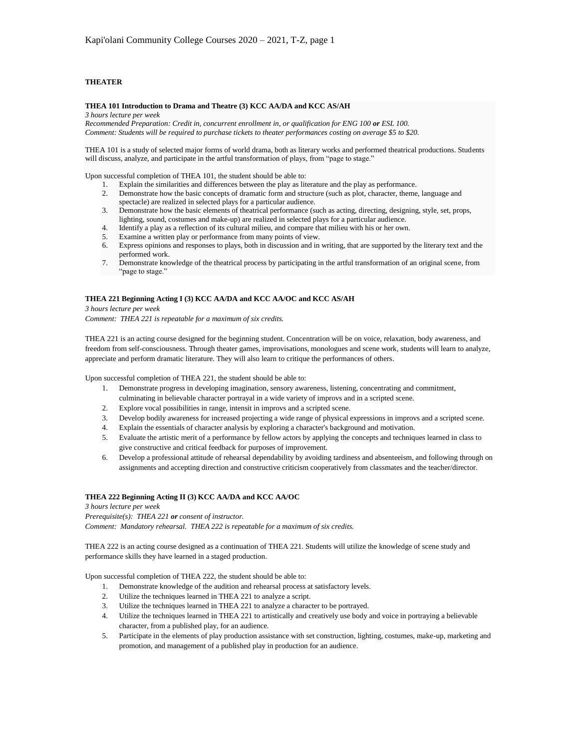## THEATER

**THEA 101 Introduction to Drama and Theatre (3) KCC AA/DA and KCC AS/AH**
*3 hours lecture per week*
*Recommended Preparation: Credit in, concurrent enrollment in, or qualification for ENG 100 **or** ESL 100.*
*Comment: Students will be required to purchase tickets to theater performances costing on average $5 to $20.*

THEA 101 is a study of selected major forms of world drama, both as literary works and performed theatrical productions. Students will discuss, analyze, and participate in the artful transformation of plays, from "page to stage."

Upon successful completion of THEA 101, the student should be able to:

1. Explain the similarities and differences between the play as literature and the play as performance.
2. Demonstrate how the basic concepts of dramatic form and structure (such as plot, character, theme, language and spectacle) are realized in selected plays for a particular audience.
3. Demonstrate how the basic elements of theatrical performance (such as acting, directing, designing, style, set, props, lighting, sound, costumes and make-up) are realized in selected plays for a particular audience.
4. Identify a play as a reflection of its cultural milieu, and compare that milieu with his or her own.
5. Examine a written play or performance from many points of view.
6. Express opinions and responses to plays, both in discussion and in writing, that are supported by the literary text and the performed work.
7. Demonstrate knowledge of the theatrical process by participating in the artful transformation of an original scene, from "page to stage."

**THEA 221 Beginning Acting I (3) KCC AA/DA and KCC AA/OC and KCC AS/AH**
*3 hours lecture per week*
*Comment: THEA 221 is repeatable for a maximum of six credits.*

THEA 221 is an acting course designed for the beginning student. Concentration will be on voice, relaxation, body awareness, and freedom from self-consciousness. Through theater games, improvisations, monologues and scene work, students will learn to analyze, appreciate and perform dramatic literature. They will also learn to critique the performances of others.

Upon successful completion of THEA 221, the student should be able to:

1. Demonstrate progress in developing imagination, sensory awareness, listening, concentrating and commitment, culminating in believable character portrayal in a wide variety of improvs and in a scripted scene.
2. Explore vocal possibilities in range, intensit in improvs and a scripted scene.
3. Develop bodily awareness for increased projecting a wide range of physical expressions in improvs and a scripted scene.
4. Explain the essentials of character analysis by exploring a character's background and motivation.
5. Evaluate the artistic merit of a performance by fellow actors by applying the concepts and techniques learned in class to give constructive and critical feedback for purposes of improvement.
6. Develop a professional attitude of rehearsal dependability by avoiding tardiness and absenteeism, and following through on assignments and accepting direction and constructive criticism cooperatively from classmates and the teacher/director.

**THEA 222 Beginning Acting II (3) KCC AA/DA and KCC AA/OC**
*3 hours lecture per week*
*Prerequisite(s): THEA 221 **or** consent of instructor.*
*Comment: Mandatory rehearsal. THEA 222 is repeatable for a maximum of six credits.*

THEA 222 is an acting course designed as a continuation of THEA 221. Students will utilize the knowledge of scene study and performance skills they have learned in a staged production.

Upon successful completion of THEA 222, the student should be able to:

1. Demonstrate knowledge of the audition and rehearsal process at satisfactory levels.
2. Utilize the techniques learned in THEA 221 to analyze a script.
3. Utilize the techniques learned in THEA 221 to analyze a character to be portrayed.
4. Utilize the techniques learned in THEA 221 to artistically and creatively use body and voice in portraying a believable character, from a published play, for an audience.
5. Participate in the elements of play production assistance with set construction, lighting, costumes, make-up, marketing and promotion, and management of a published play in production for an audience.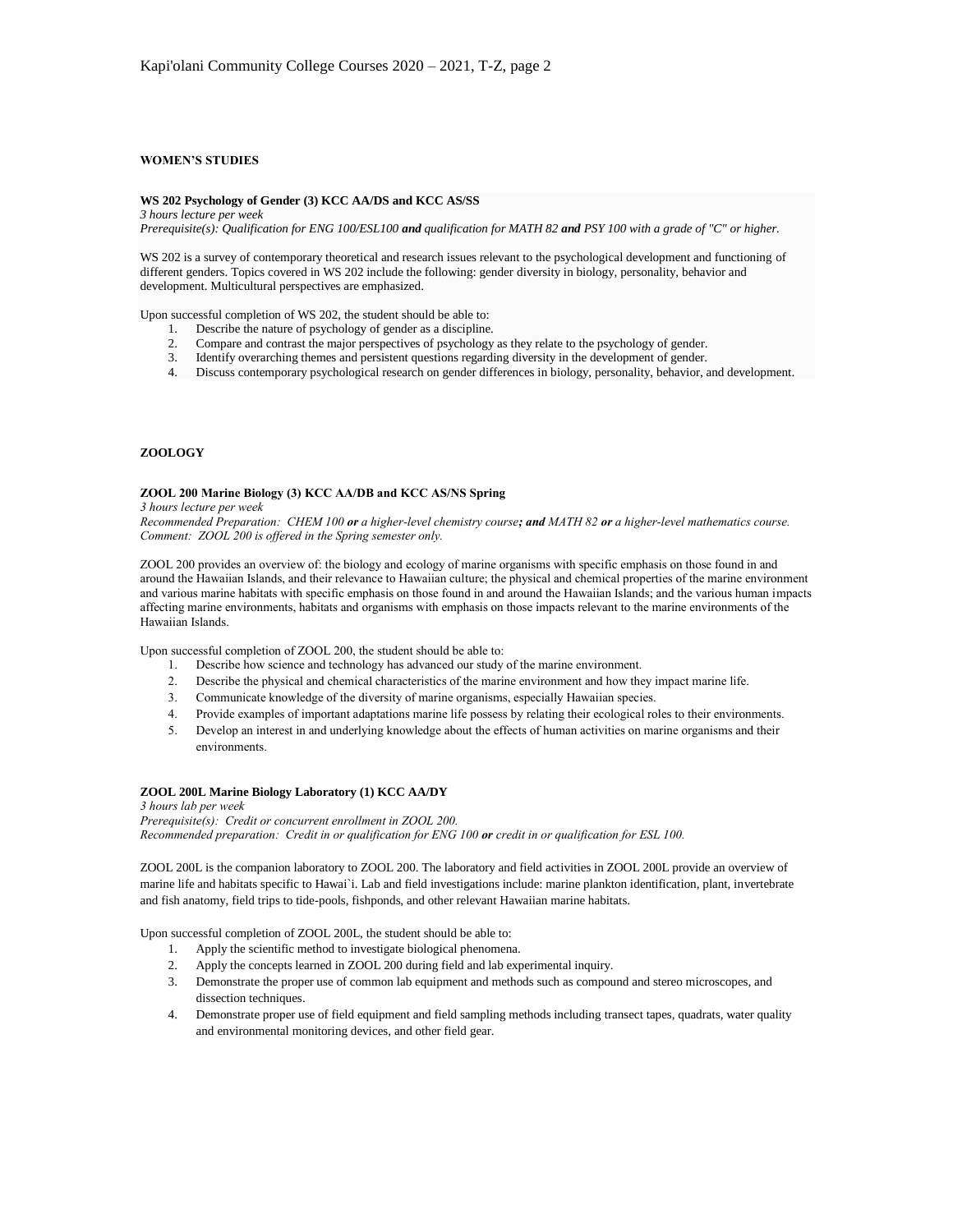## WOMEN'S STUDIES

**WS 202 Psychology of Gender (3) KCC AA/DS and KCC AS/SS**
*3 hours lecture per week*
*Prerequisite(s): Qualification for ENG 100/ESL100 **and** qualification for MATH 82 **and** PSY 100 with a grade of "C" or higher.*

WS 202 is a survey of contemporary theoretical and research issues relevant to the psychological development and functioning of different genders. Topics covered in WS 202 include the following: gender diversity in biology, personality, behavior and development. Multicultural perspectives are emphasized.

Upon successful completion of WS 202, the student should be able to:

1. Describe the nature of psychology of gender as a discipline.
2. Compare and contrast the major perspectives of psychology as they relate to the psychology of gender.
3. Identify overarching themes and persistent questions regarding diversity in the development of gender.
4. Discuss contemporary psychological research on gender differences in biology, personality, behavior, and development.

## ZOOLOGY

**ZOOL 200 Marine Biology (3) KCC AA/DB and KCC AS/NS Spring**
*3 hours lecture per week*
*Recommended Preparation: CHEM 100 **or** a higher-level chemistry course**; and** MATH 82 **or** a higher-level mathematics course.*
*Comment: ZOOL 200 is offered in the Spring semester only.*

ZOOL 200 provides an overview of: the biology and ecology of marine organisms with specific emphasis on those found in and around the Hawaiian Islands, and their relevance to Hawaiian culture; the physical and chemical properties of the marine environment and various marine habitats with specific emphasis on those found in and around the Hawaiian Islands; and the various human impacts affecting marine environments, habitats and organisms with emphasis on those impacts relevant to the marine environments of the Hawaiian Islands.

Upon successful completion of ZOOL 200, the student should be able to:

1. Describe how science and technology has advanced our study of the marine environment.
2. Describe the physical and chemical characteristics of the marine environment and how they impact marine life.
3. Communicate knowledge of the diversity of marine organisms, especially Hawaiian species.
4. Provide examples of important adaptations marine life possess by relating their ecological roles to their environments.
5. Develop an interest in and underlying knowledge about the effects of human activities on marine organisms and their environments.

**ZOOL 200L Marine Biology Laboratory (1) KCC AA/DY**
*3 hours lab per week*
*Prerequisite(s): Credit or concurrent enrollment in ZOOL 200.*
*Recommended preparation: Credit in or qualification for ENG 100 **or** credit in or qualification for ESL 100.*

ZOOL 200L is the companion laboratory to ZOOL 200. The laboratory and field activities in ZOOL 200L provide an overview of marine life and habitats specific to Hawai`i. Lab and field investigations include: marine plankton identification, plant, invertebrate and fish anatomy, field trips to tide-pools, fishponds, and other relevant Hawaiian marine habitats.

Upon successful completion of ZOOL 200L, the student should be able to:

1. Apply the scientific method to investigate biological phenomena.
2. Apply the concepts learned in ZOOL 200 during field and lab experimental inquiry.
3. Demonstrate the proper use of common lab equipment and methods such as compound and stereo microscopes, and dissection techniques.
4. Demonstrate proper use of field equipment and field sampling methods including transect tapes, quadrats, water quality and environmental monitoring devices, and other field gear.